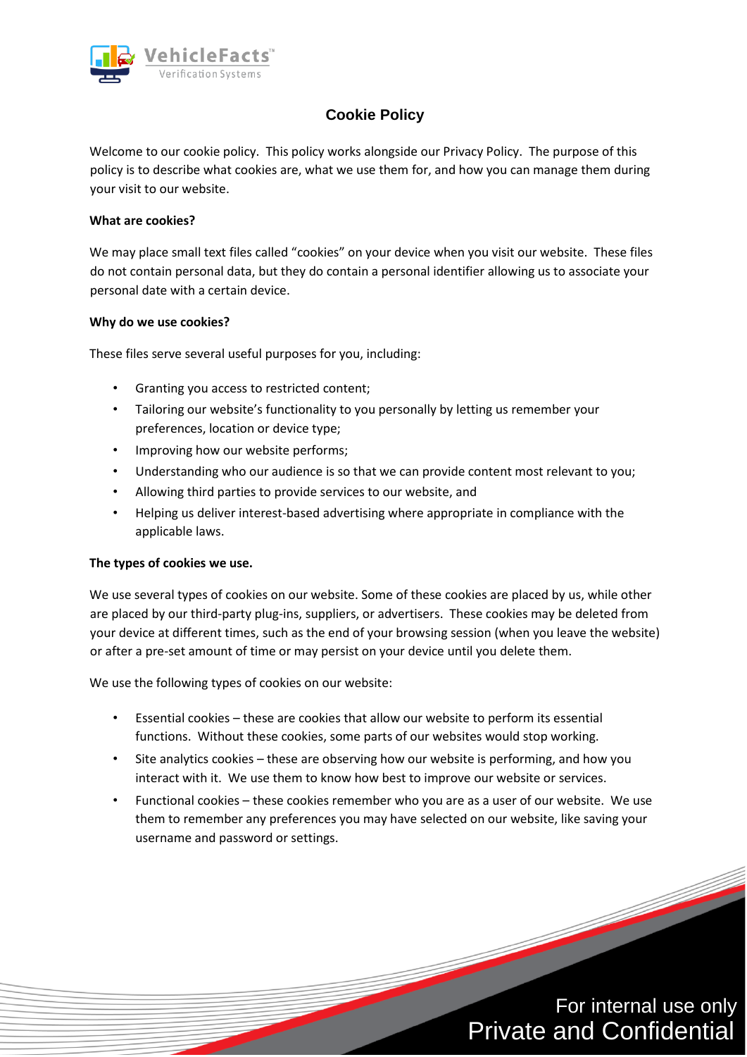# Cookie Policy

Welcome to our cookie policy. This policy works alongside our Privacy Policy. The purpose of this policy is to describe what cookies are, what we use them for, and how you can manage them during your visit to our website.

**What are cookies?**

We may place small text files called "cookies" on your device when you visit our website. These files do not contain personal data, but they do contain a personal identifier allowing us to associate your personal date with a certain device.

**Why do we use cookies?**

These files serve several useful purposes for you, including:

- Granting you access to restricted content;
- Tailoring our website's functionality to you personally by letting us remember your preferences, location or device type;
- Improving how our website performs;
- Understanding who our audience is so that we can provide content most relevant to you;
- Allowing third parties to provide services to our website, and
- Helping us deliver interest-based advertising where appropriate in compliance with the applicable laws.

**The types of cookies we use.**

We use several types of cookies on our website. Some of these cookies are placed by us, while other are placed by our third-party plug-ins, suppliers, or advertisers. These cookies may be deleted from your device at different times, such as the end of your browsing session (when you leave the website) or after a pre-set amount of time or may persist on your device until you delete them.

We use the following types of cookies on our website:

- Essential cookies – these are cookies that allow our website to perform its essential functions. Without these cookies, some parts of our websites would stop working.
- Site analytics cookies – these are observing how our website is performing, and how you interact with it. We use them to know how best to improve our website or services.
- Functional cookies – these cookies remember who you are as a user of our website. We use them to remember any preferences you may have selected on our website, like saving your username and password or settings.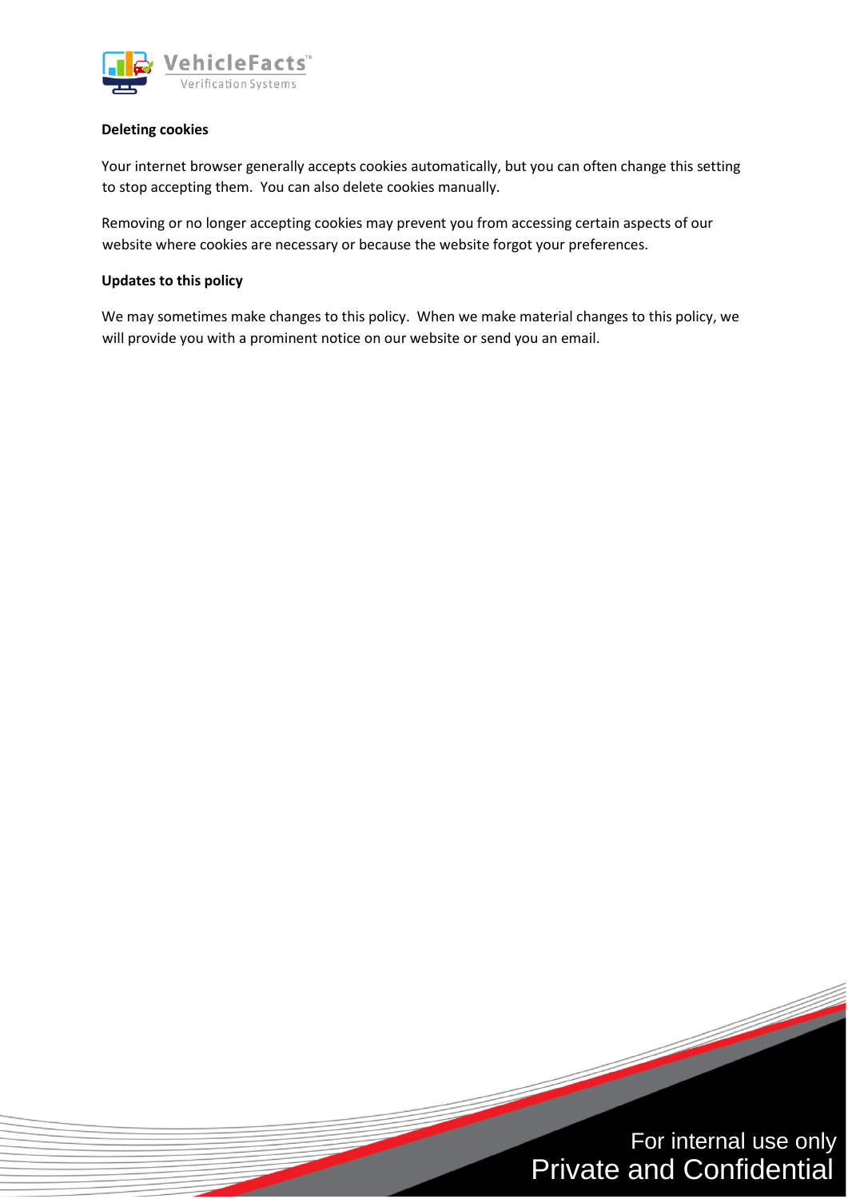**Deleting cookies**

Your internet browser generally accepts cookies automatically, but you can often change this setting to stop accepting them. You can also delete cookies manually.

Removing or no longer accepting cookies may prevent you from accessing certain aspects of our website where cookies are necessary or because the website forgot your preferences.

**Updates to this policy**

We may sometimes make changes to this policy. When we make material changes to this policy, we will provide you with a prominent notice on our website or send you an email.